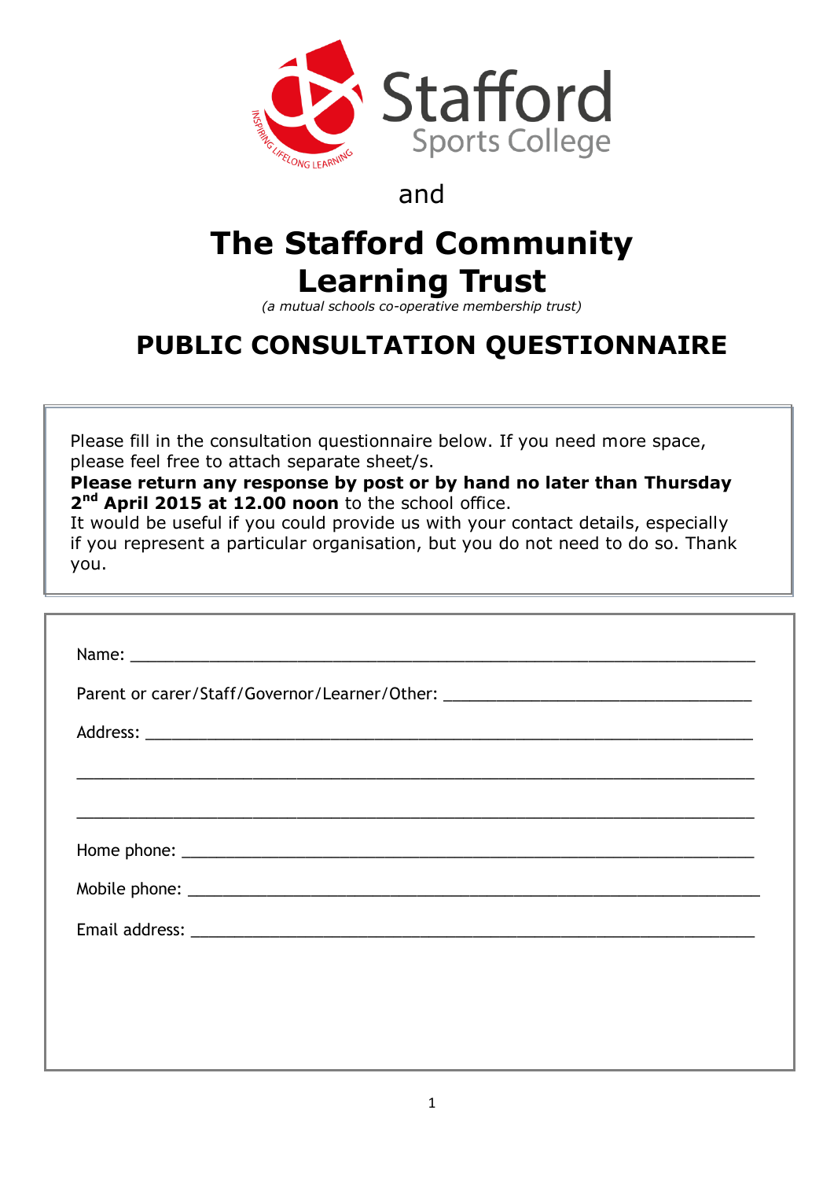Stafford
Sports College

INSPIRING LIFELONG LEARNING

and

# The Stafford Community Learning Trust

*(a mutual schools co-operative membership trust)*

# PUBLIC CONSULTATION QUESTIONNAIRE

Please fill in the consultation questionnaire below. If you need more space, please feel free to attach separate sheet/s.
**Please return any response by post or by hand no later than Thursday 2nd April 2015 at 12.00 noon** to the school office.
It would be useful if you could provide us with your contact details, especially if you represent a particular organisation, but you do not need to do so. Thank you.

Name: ______________________________________________________________

Parent or carer/Staff/Governor/Learner/Other: ______________________________

Address: ____________________________________________________________

_____________________________________________________________________

_____________________________________________________________________

Home phone: _________________________________________________________

Mobile phone: ________________________________________________________

Email address: ________________________________________________________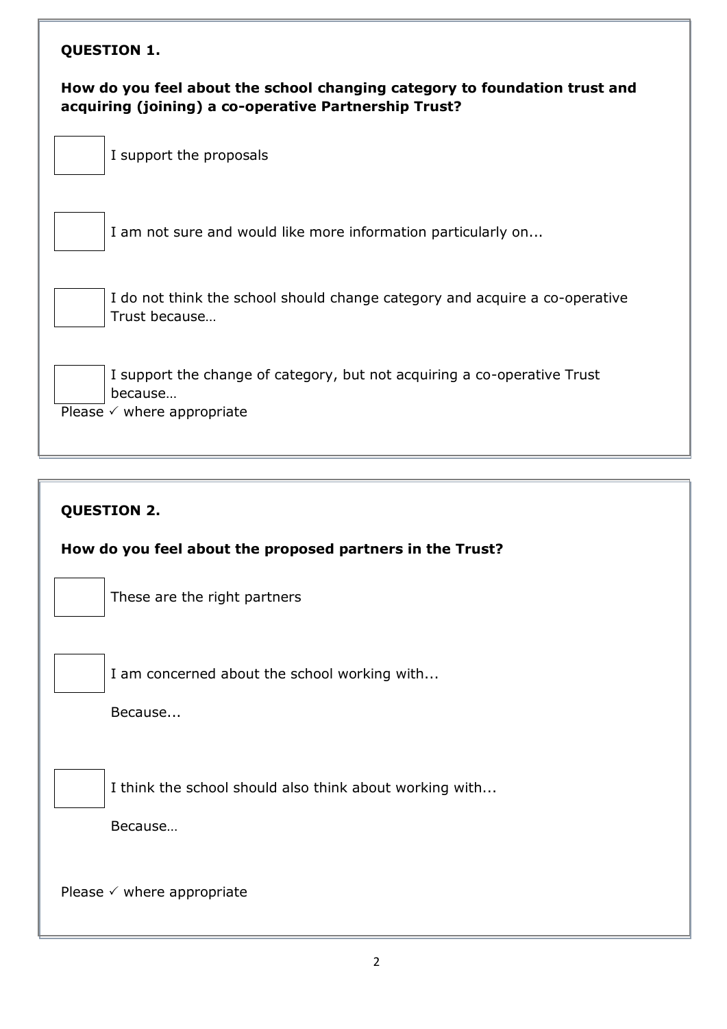**QUESTION 1.**

**How do you feel about the school changing category to foundation trust and acquiring (joining) a co-operative Partnership Trust?**

☐ I support the proposals

☐ I am not sure and would like more information particularly on...

☐ I do not think the school should change category and acquire a co-operative Trust because…

☐ I support the change of category, but not acquiring a co-operative Trust because…

Please ✓ where appropriate

**QUESTION 2.**

**How do you feel about the proposed partners in the Trust?**

☐ These are the right partners

☐ I am concerned about the school working with...

Because...

☐ I think the school should also think about working with...

Because…

Please ✓ where appropriate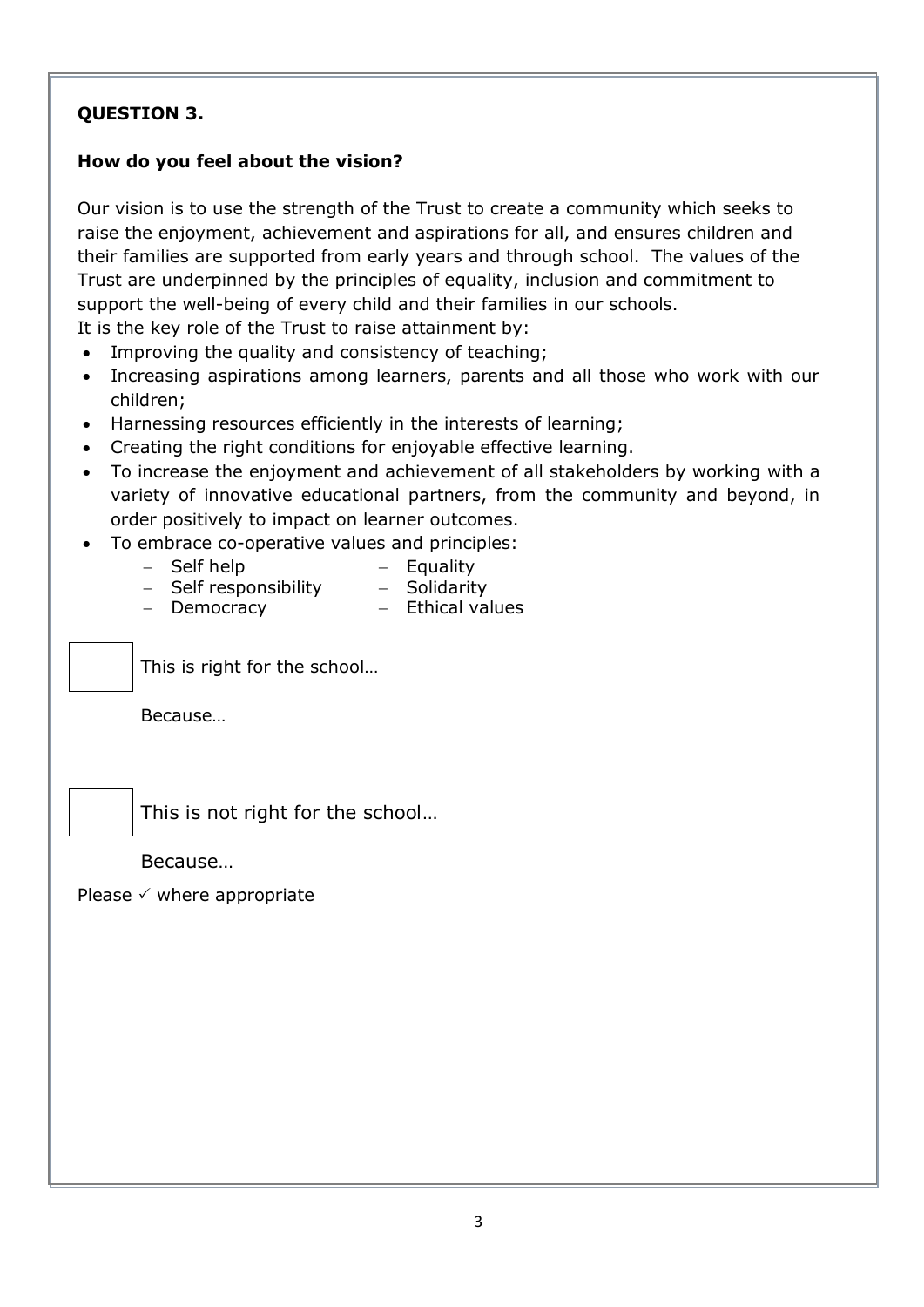**QUESTION 3.**

**How do you feel about the vision?**

Our vision is to use the strength of the Trust to create a community which seeks to raise the enjoyment, achievement and aspirations for all, and ensures children and their families are supported from early years and through school. The values of the Trust are underpinned by the principles of equality, inclusion and commitment to support the well-being of every child and their families in our schools.
It is the key role of the Trust to raise attainment by:

- Improving the quality and consistency of teaching;
- Increasing aspirations among learners, parents and all those who work with our children;
- Harnessing resources efficiently in the interests of learning;
- Creating the right conditions for enjoyable effective learning.
- To increase the enjoyment and achievement of all stakeholders by working with a variety of innovative educational partners, from the community and beyond, in order positively to impact on learner outcomes.
- To embrace co-operative values and principles:
  - Self help
  - Self responsibility
  - Democracy
  - Equality
  - Solidarity
  - Ethical values

☐ This is right for the school…

Because…

☐ This is not right for the school…

Because…

Please ✓ where appropriate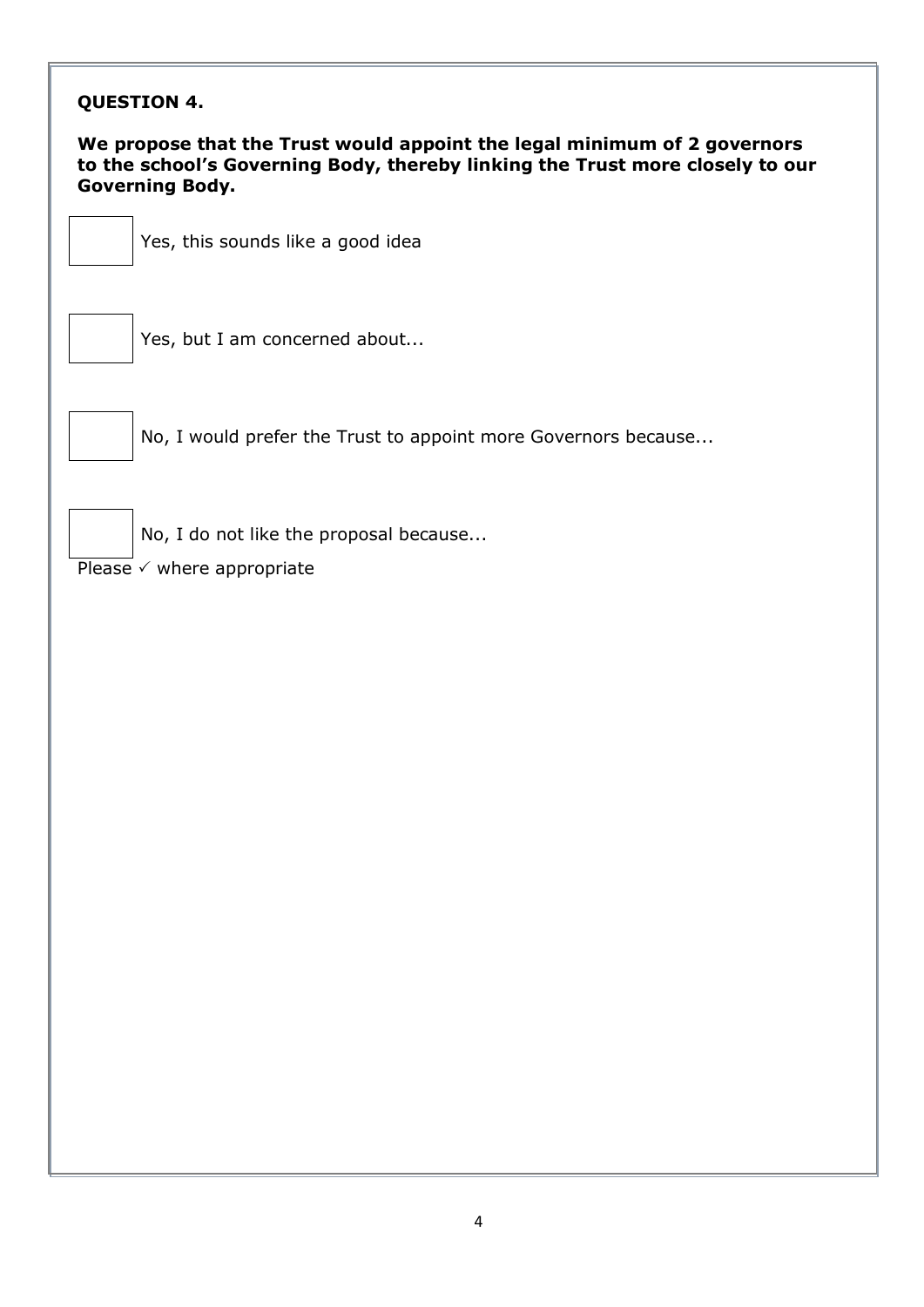**QUESTION 4.**

**We propose that the Trust would appoint the legal minimum of 2 governors to the school's Governing Body, thereby linking the Trust more closely to our Governing Body.**

☐ Yes, this sounds like a good idea

☐ Yes, but I am concerned about...

☐ No, I would prefer the Trust to appoint more Governors because...

☐ No, I do not like the proposal because...

Please ✓ where appropriate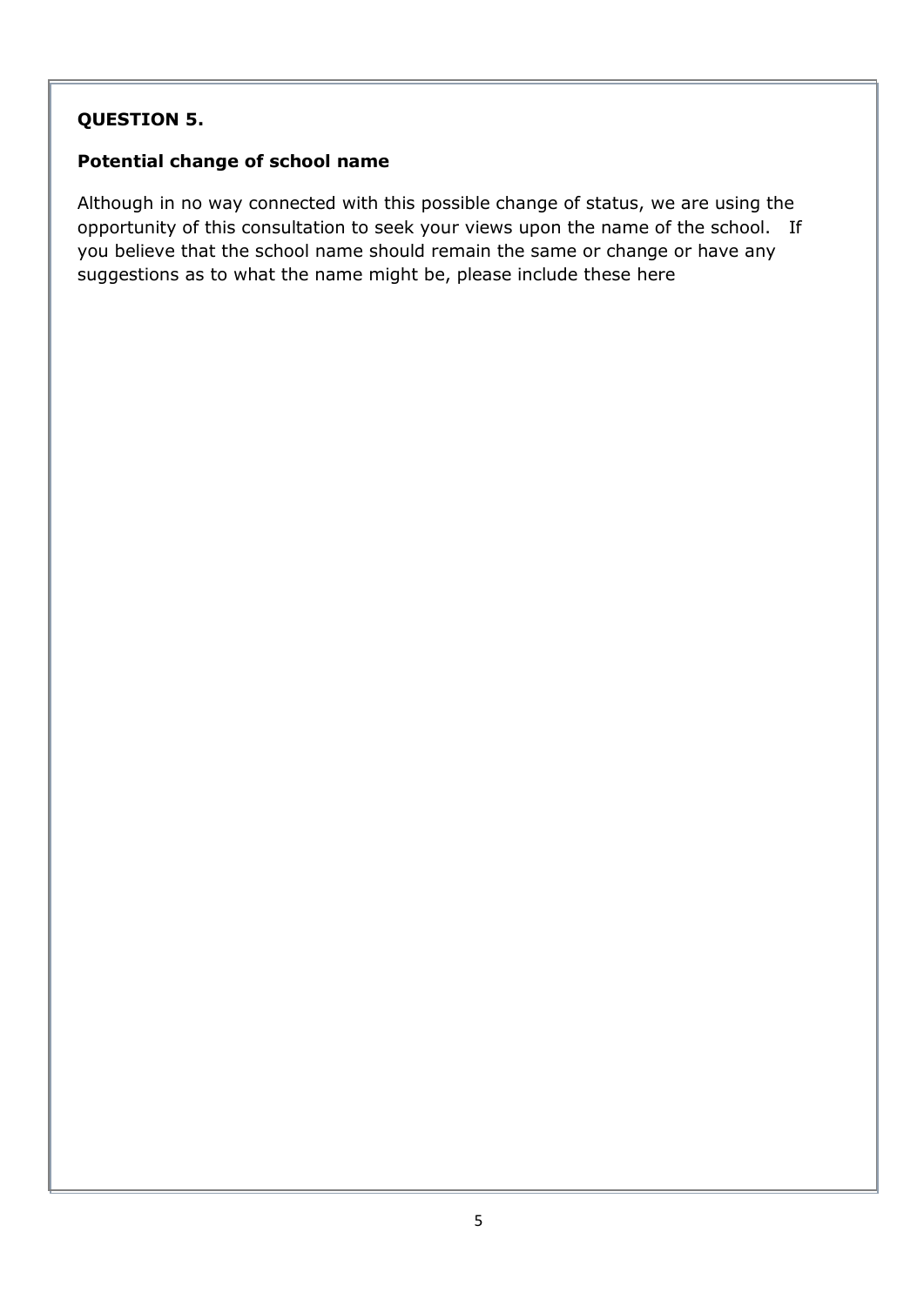**QUESTION 5.**

**Potential change of school name**

Although in no way connected with this possible change of status, we are using the opportunity of this consultation to seek your views upon the name of the school. If you believe that the school name should remain the same or change or have any suggestions as to what the name might be, please include these here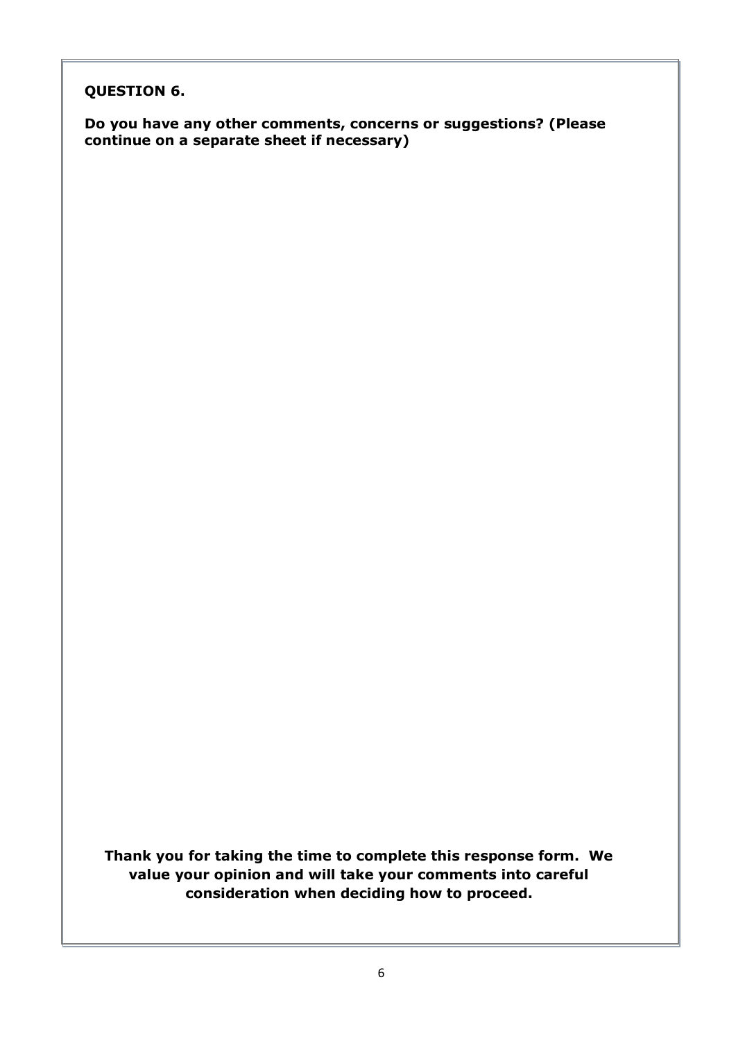**QUESTION 6.**

**Do you have any other comments, concerns or suggestions? (Please continue on a separate sheet if necessary)**

**Thank you for taking the time to complete this response form. We value your opinion and will take your comments into careful consideration when deciding how to proceed.**